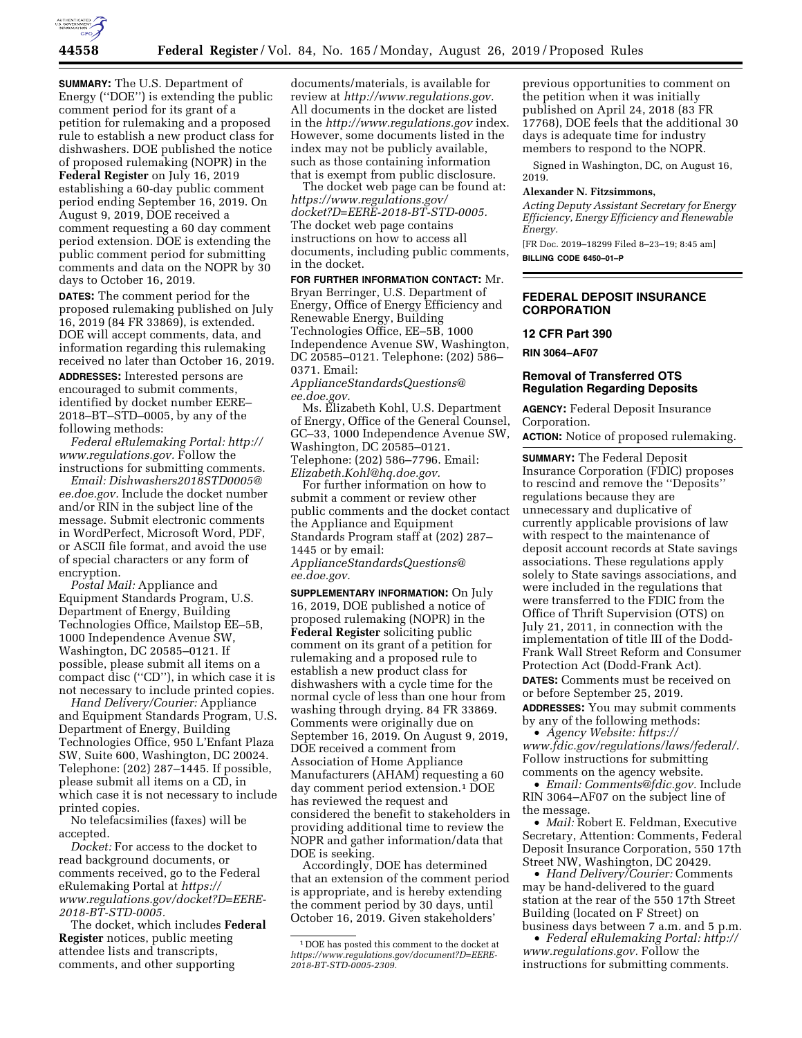**SUMMARY:** The U.S. Department of Energy (''DOE'') is extending the public comment period for its grant of a petition for rulemaking and a proposed rule to establish a new product class for dishwashers. DOE published the notice of proposed rulemaking (NOPR) in the **Federal Register** on July 16, 2019 establishing a 60-day public comment period ending September 16, 2019. On August 9, 2019, DOE received a comment requesting a 60 day comment period extension. DOE is extending the public comment period for submitting comments and data on the NOPR by 30 days to October 16, 2019.

**DATES:** The comment period for the proposed rulemaking published on July 16, 2019 (84 FR 33869), is extended. DOE will accept comments, data, and information regarding this rulemaking received no later than October 16, 2019.

**ADDRESSES:** Interested persons are encouraged to submit comments, identified by docket number EERE–2018–BT–STD–0005, by any of the following methods:

*Federal eRulemaking Portal: http://www.regulations.gov.* Follow the instructions for submitting comments.

*Email: Dishwashers2018STD0005@ee.doe.gov.* Include the docket number and/or RIN in the subject line of the message. Submit electronic comments in WordPerfect, Microsoft Word, PDF, or ASCII file format, and avoid the use of special characters or any form of encryption.

*Postal Mail:* Appliance and Equipment Standards Program, U.S. Department of Energy, Building Technologies Office, Mailstop EE–5B, 1000 Independence Avenue SW, Washington, DC 20585–0121. If possible, please submit all items on a compact disc (''CD''), in which case it is not necessary to include printed copies.

*Hand Delivery/Courier:* Appliance and Equipment Standards Program, U.S. Department of Energy, Building Technologies Office, 950 L'Enfant Plaza SW, Suite 600, Washington, DC 20024. Telephone: (202) 287–1445. If possible, please submit all items on a CD, in which case it is not necessary to include printed copies.

No telefacsimilies (faxes) will be accepted.

*Docket:* For access to the docket to read background documents, or comments received, go to the Federal eRulemaking Portal at *https://www.regulations.gov/docket?D=EERE-2018-BT-STD-0005.*

The docket, which includes **Federal Register** notices, public meeting attendee lists and transcripts, comments, and other supporting documents/materials, is available for review at *http://www.regulations.gov.* All documents in the docket are listed in the *http://www.regulations.gov* index. However, some documents listed in the index may not be publicly available, such as those containing information that is exempt from public disclosure.

The docket web page can be found at: *https://www.regulations.gov/docket?D=EERE-2018-BT-STD-0005.* The docket web page contains instructions on how to access all documents, including public comments, in the docket.

**FOR FURTHER INFORMATION CONTACT:** Mr. Bryan Berringer, U.S. Department of Energy, Office of Energy Efficiency and Renewable Energy, Building Technologies Office, EE–5B, 1000 Independence Avenue SW, Washington, DC 20585–0121. Telephone: (202) 586–0371. Email: *ApplianceStandardsQuestions@ee.doe.gov.*

Ms. Elizabeth Kohl, U.S. Department of Energy, Office of the General Counsel, GC–33, 1000 Independence Avenue SW, Washington, DC 20585–0121. Telephone: (202) 586–7796. Email: *Elizabeth.Kohl@hq.doe.gov.*

For further information on how to submit a comment or review other public comments and the docket contact the Appliance and Equipment Standards Program staff at (202) 287–1445 or by email: *ApplianceStandardsQuestions@ee.doe.gov.*

**SUPPLEMENTARY INFORMATION:** On July 16, 2019, DOE published a notice of proposed rulemaking (NOPR) in the **Federal Register** soliciting public comment on its grant of a petition for rulemaking and a proposed rule to establish a new product class for dishwashers with a cycle time for the normal cycle of less than one hour from washing through drying. 84 FR 33869. Comments were originally due on September 16, 2019. On August 9, 2019, DOE received a comment from Association of Home Appliance Manufacturers (AHAM) requesting a 60 day comment period extension.[1] DOE has reviewed the request and considered the benefit to stakeholders in providing additional time to review the NOPR and gather information/data that DOE is seeking.

Accordingly, DOE has determined that an extension of the comment period is appropriate, and is hereby extending the comment period by 30 days, until October 16, 2019. Given stakeholders' previous opportunities to comment on the petition when it was initially published on April 24, 2018 (83 FR 17768), DOE feels that the additional 30 days is adequate time for industry members to respond to the NOPR.

[1] DOE has posted this comment to the docket at *https://www.regulations.gov/document?D=EERE-2018-BT-STD-0005-2309.*

Signed in Washington, DC, on August 16, 2019.

**Alexander N. Fitzsimmons,**

*Acting Deputy Assistant Secretary for Energy Efficiency, Energy Efficiency and Renewable Energy.*

[FR Doc. 2019–18299 Filed 8–23–19; 8:45 am]

**BILLING CODE 6450–01–P**

---

## FEDERAL DEPOSIT INSURANCE CORPORATION

### 12 CFR Part 390

**RIN 3064–AF07**

### Removal of Transferred OTS Regulation Regarding Deposits

**AGENCY:** Federal Deposit Insurance Corporation.

**ACTION:** Notice of proposed rulemaking.

**SUMMARY:** The Federal Deposit Insurance Corporation (FDIC) proposes to rescind and remove the ''Deposits'' regulations because they are unnecessary and duplicative of currently applicable provisions of law with respect to the maintenance of deposit account records at State savings associations. These regulations apply solely to State savings associations, and were included in the regulations that were transferred to the FDIC from the Office of Thrift Supervision (OTS) on July 21, 2011, in connection with the implementation of title III of the Dodd-Frank Wall Street Reform and Consumer Protection Act (Dodd-Frank Act).

**DATES:** Comments must be received on or before September 25, 2019.

**ADDRESSES:** You may submit comments by any of the following methods:

- *Agency Website: https://www.fdic.gov/regulations/laws/federal/.* Follow instructions for submitting comments on the agency website.
- *Email: Comments@fdic.gov.* Include RIN 3064–AF07 on the subject line of the message.
- *Mail:* Robert E. Feldman, Executive Secretary, Attention: Comments, Federal Deposit Insurance Corporation, 550 17th Street NW, Washington, DC 20429.
- *Hand Delivery/Courier:* Comments may be hand-delivered to the guard station at the rear of the 550 17th Street Building (located on F Street) on business days between 7 a.m. and 5 p.m.
- *Federal eRulemaking Portal: http://www.regulations.gov.* Follow the instructions for submitting comments.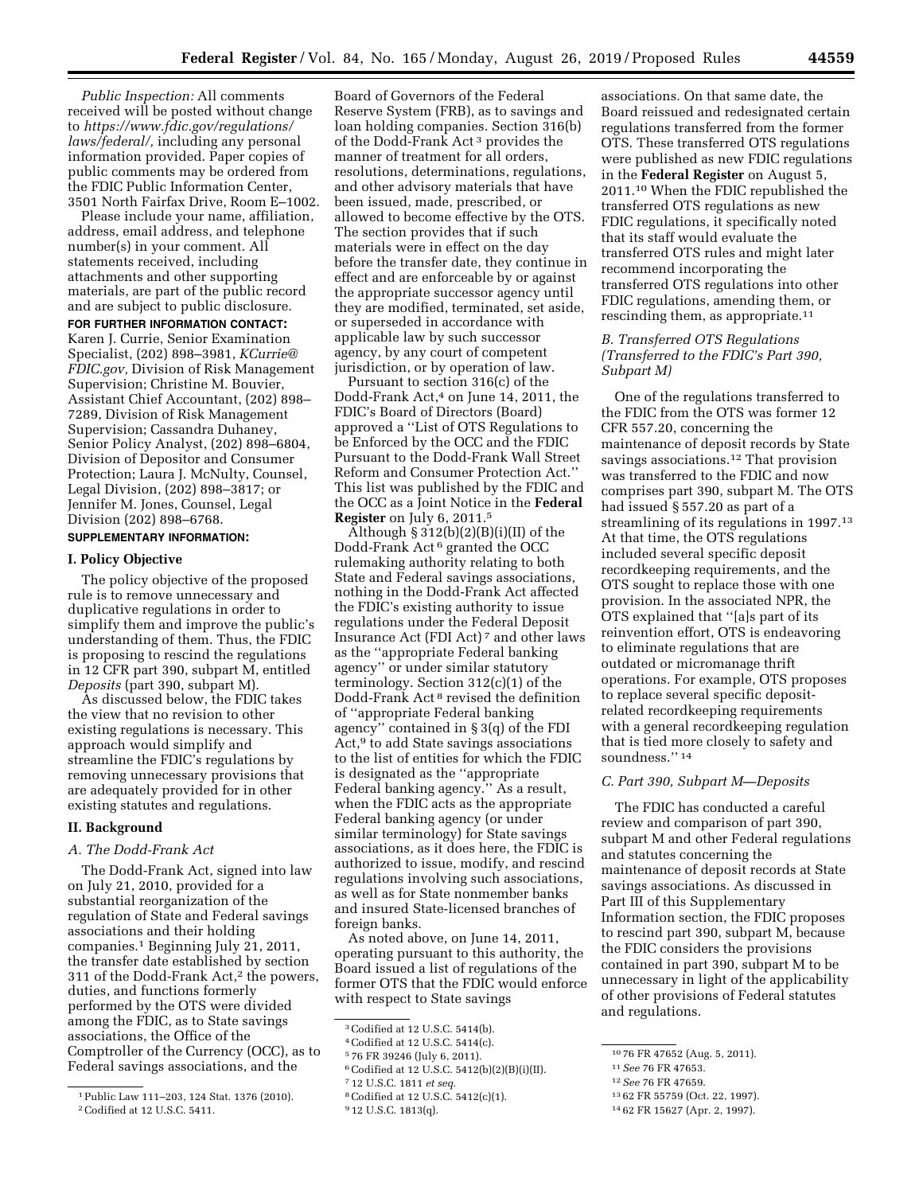*Public Inspection:* All comments received will be posted without change to *https://www.fdic.gov/regulations/laws/federal/,* including any personal information provided. Paper copies of public comments may be ordered from the FDIC Public Information Center, 3501 North Fairfax Drive, Room E–1002.

Please include your name, affiliation, address, email address, and telephone number(s) in your comment. All statements received, including attachments and other supporting materials, are part of the public record and are subject to public disclosure.

**FOR FURTHER INFORMATION CONTACT:** Karen J. Currie, Senior Examination Specialist, (202) 898–3981, *KCurrie@FDIC.gov,* Division of Risk Management Supervision; Christine M. Bouvier, Assistant Chief Accountant, (202) 898–7289, Division of Risk Management Supervision; Cassandra Duhaney, Senior Policy Analyst, (202) 898–6804, Division of Depositor and Consumer Protection; Laura J. McNulty, Counsel, Legal Division, (202) 898–3817; or Jennifer M. Jones, Counsel, Legal Division (202) 898–6768.

**SUPPLEMENTARY INFORMATION:**

## I. Policy Objective

The policy objective of the proposed rule is to remove unnecessary and duplicative regulations in order to simplify them and improve the public's understanding of them. Thus, the FDIC is proposing to rescind the regulations in 12 CFR part 390, subpart M, entitled *Deposits* (part 390, subpart M).

As discussed below, the FDIC takes the view that no revision to other existing regulations is necessary. This approach would simplify and streamline the FDIC's regulations by removing unnecessary provisions that are adequately provided for in other existing statutes and regulations.

## II. Background

### *A. The Dodd-Frank Act*

The Dodd-Frank Act, signed into law on July 21, 2010, provided for a substantial reorganization of the regulation of State and Federal savings associations and their holding companies.[1] Beginning July 21, 2011, the transfer date established by section 311 of the Dodd-Frank Act,[2] the powers, duties, and functions formerly performed by the OTS were divided among the FDIC, as to State savings associations, the Office of the Comptroller of the Currency (OCC), as to Federal savings associations, and the Board of Governors of the Federal Reserve System (FRB), as to savings and loan holding companies. Section 316(b) of the Dodd-Frank Act[3] provides the manner of treatment for all orders, resolutions, determinations, regulations, and other advisory materials that have been issued, made, prescribed, or allowed to become effective by the OTS. The section provides that if such materials were in effect on the day before the transfer date, they continue in effect and are enforceable by or against the appropriate successor agency until they are modified, terminated, set aside, or superseded in accordance with applicable law by such successor agency, by any court of competent jurisdiction, or by operation of law.

Pursuant to section 316(c) of the Dodd-Frank Act,[4] on June 14, 2011, the FDIC's Board of Directors (Board) approved a ''List of OTS Regulations to be Enforced by the OCC and the FDIC Pursuant to the Dodd-Frank Wall Street Reform and Consumer Protection Act.'' This list was published by the FDIC and the OCC as a Joint Notice in the **Federal Register** on July 6, 2011.[5]

Although § 312(b)(2)(B)(i)(II) of the Dodd-Frank Act[6] granted the OCC rulemaking authority relating to both State and Federal savings associations, nothing in the Dodd-Frank Act affected the FDIC's existing authority to issue regulations under the Federal Deposit Insurance Act (FDI Act)[7] and other laws as the ''appropriate Federal banking agency'' or under similar statutory terminology. Section 312(c)(1) of the Dodd-Frank Act[8] revised the definition of ''appropriate Federal banking agency'' contained in § 3(q) of the FDI Act,[9] to add State savings associations to the list of entities for which the FDIC is designated as the ''appropriate Federal banking agency.'' As a result, when the FDIC acts as the appropriate Federal banking agency (or under similar terminology) for State savings associations, as it does here, the FDIC is authorized to issue, modify, and rescind regulations involving such associations, as well as for State nonmember banks and insured State-licensed branches of foreign banks.

As noted above, on June 14, 2011, operating pursuant to this authority, the Board issued a list of regulations of the former OTS that the FDIC would enforce with respect to State savings associations. On that same date, the Board reissued and redesignated certain regulations transferred from the former OTS. These transferred OTS regulations were published as new FDIC regulations in the **Federal Register** on August 5, 2011.[10] When the FDIC republished the transferred OTS regulations as new FDIC regulations, it specifically noted that its staff would evaluate the transferred OTS rules and might later recommend incorporating the transferred OTS regulations into other FDIC regulations, amending them, or rescinding them, as appropriate.[11]

### *B. Transferred OTS Regulations (Transferred to the FDIC's Part 390, Subpart M)*

One of the regulations transferred to the FDIC from the OTS was former 12 CFR 557.20, concerning the maintenance of deposit records by State savings associations.[12] That provision was transferred to the FDIC and now comprises part 390, subpart M. The OTS had issued § 557.20 as part of a streamlining of its regulations in 1997.[13] At that time, the OTS regulations included several specific deposit recordkeeping requirements, and the OTS sought to replace those with one provision. In the associated NPR, the OTS explained that ''[a]s part of its reinvention effort, OTS is endeavoring to eliminate regulations that are outdated or micromanage thrift operations. For example, OTS proposes to replace several specific deposit-related recordkeeping requirements with a general recordkeeping regulation that is tied more closely to safety and soundness.''[14]

### *C. Part 390, Subpart M—Deposits*

The FDIC has conducted a careful review and comparison of part 390, subpart M and other Federal regulations and statutes concerning the maintenance of deposit records at State savings associations. As discussed in Part III of this Supplementary Information section, the FDIC proposes to rescind part 390, subpart M, because the FDIC considers the provisions contained in part 390, subpart M to be unnecessary in light of the applicability of other provisions of Federal statutes and regulations.

---

[1] Public Law 111–203, 124 Stat. 1376 (2010).

[2] Codified at 12 U.S.C. 5411.

[3] Codified at 12 U.S.C. 5414(b).

[4] Codified at 12 U.S.C. 5414(c).

[5] 76 FR 39246 (July 6, 2011).

[6] Codified at 12 U.S.C. 5412(b)(2)(B)(i)(II).

[7] 12 U.S.C. 1811 *et seq.*

[8] Codified at 12 U.S.C. 5412(c)(1).

[9] 12 U.S.C. 1813(q).

[10] 76 FR 47652 (Aug. 5, 2011).

[11] *See* 76 FR 47653.

[12] *See* 76 FR 47659.

[13] 62 FR 55759 (Oct. 22, 1997).

[14] 62 FR 15627 (Apr. 2, 1997).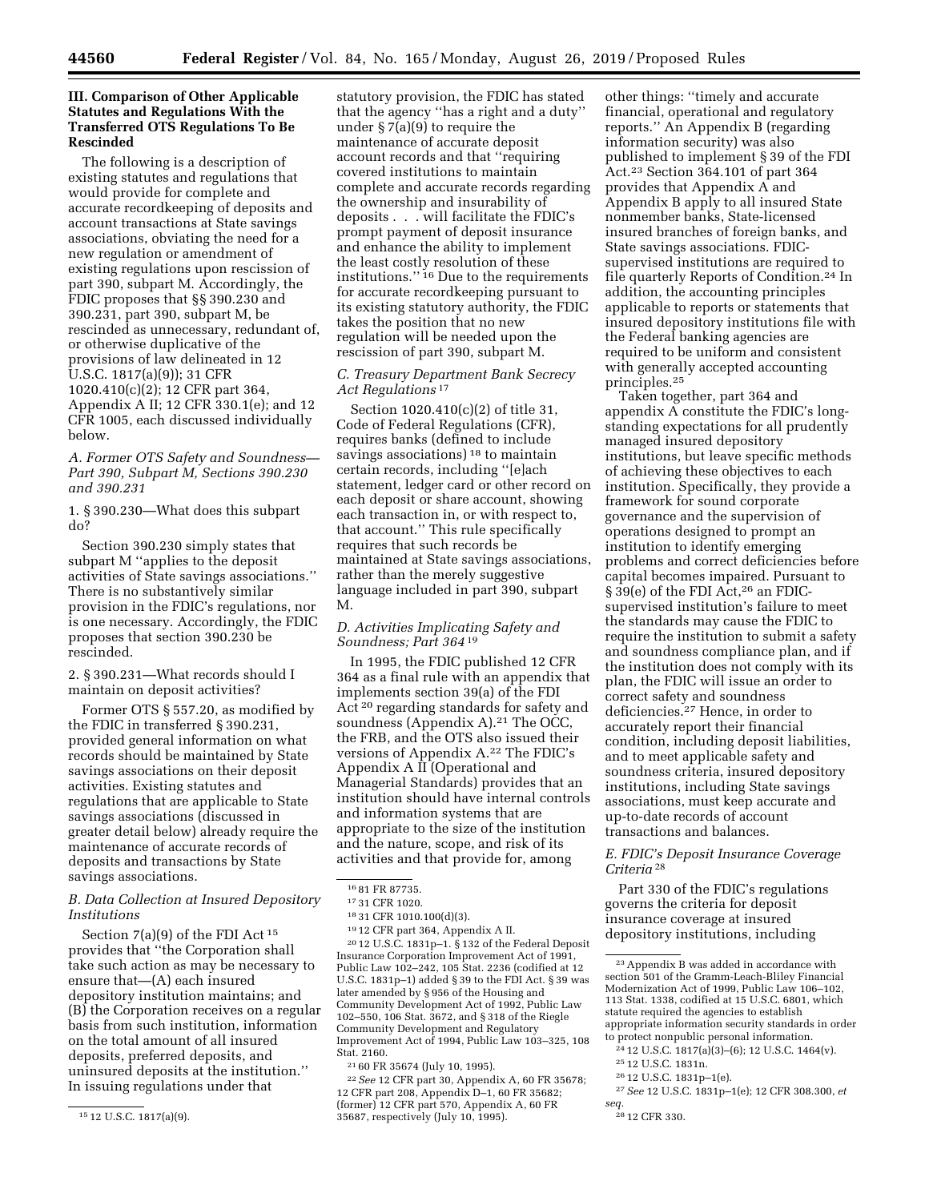### III. Comparison of Other Applicable Statutes and Regulations With the Transferred OTS Regulations To Be Rescinded

The following is a description of existing statutes and regulations that would provide for complete and accurate recordkeeping of deposits and account transactions at State savings associations, obviating the need for a new regulation or amendment of existing regulations upon rescission of part 390, subpart M. Accordingly, the FDIC proposes that §§ 390.230 and 390.231, part 390, subpart M, be rescinded as unnecessary, redundant of, or otherwise duplicative of the provisions of law delineated in 12 U.S.C. 1817(a)(9)); 31 CFR 1020.410(c)(2); 12 CFR part 364, Appendix A II; 12 CFR 330.1(e); and 12 CFR 1005, each discussed individually below.

#### *A. Former OTS Safety and Soundness—Part 390, Subpart M, Sections 390.230 and 390.231*

1. § 390.230—What does this subpart do?

Section 390.230 simply states that subpart M ''applies to the deposit activities of State savings associations.'' There is no substantively similar provision in the FDIC's regulations, nor is one necessary. Accordingly, the FDIC proposes that section 390.230 be rescinded.

2. § 390.231—What records should I maintain on deposit activities?

Former OTS § 557.20, as modified by the FDIC in transferred § 390.231, provided general information on what records should be maintained by State savings associations on their deposit activities. Existing statutes and regulations that are applicable to State savings associations (discussed in greater detail below) already require the maintenance of accurate records of deposits and transactions by State savings associations.

#### *B. Data Collection at Insured Depository Institutions*

Section 7(a)(9) of the FDI Act [15] provides that ''the Corporation shall take such action as may be necessary to ensure that—(A) each insured depository institution maintains; and (B) the Corporation receives on a regular basis from such institution, information on the total amount of all insured deposits, preferred deposits, and uninsured deposits at the institution.'' In issuing regulations under that statutory provision, the FDIC has stated that the agency ''has a right and a duty'' under § 7(a)(9) to require the maintenance of accurate deposit account records and that ''requiring covered institutions to maintain complete and accurate records regarding the ownership and insurability of deposits . . . will facilitate the FDIC's prompt payment of deposit insurance and enhance the ability to implement the least costly resolution of these institutions.'' [16] Due to the requirements for accurate recordkeeping pursuant to its existing statutory authority, the FDIC takes the position that no new regulation will be needed upon the rescission of part 390, subpart M.

#### *C. Treasury Department Bank Secrecy Act Regulations* [17]

Section 1020.410(c)(2) of title 31, Code of Federal Regulations (CFR), requires banks (defined to include savings associations) [18] to maintain certain records, including ''[e]ach statement, ledger card or other record on each deposit or share account, showing each transaction in, or with respect to, that account.'' This rule specifically requires that such records be maintained at State savings associations, rather than the merely suggestive language included in part 390, subpart M.

#### *D. Activities Implicating Safety and Soundness; Part 364* [19]

In 1995, the FDIC published 12 CFR 364 as a final rule with an appendix that implements section 39(a) of the FDI Act [20] regarding standards for safety and soundness (Appendix A).[21] The OCC, the FRB, and the OTS also issued their versions of Appendix A.[22] The FDIC's Appendix A II (Operational and Managerial Standards) provides that an institution should have internal controls and information systems that are appropriate to the size of the institution and the nature, scope, and risk of its activities and that provide for, among other things: ''timely and accurate financial, operational and regulatory reports.'' An Appendix B (regarding information security) was also published to implement § 39 of the FDI Act.[23] Section 364.101 of part 364 provides that Appendix A and Appendix B apply to all insured State nonmember banks, State-licensed insured branches of foreign banks, and State savings associations. FDIC-supervised institutions are required to file quarterly Reports of Condition.[24] In addition, the accounting principles applicable to reports or statements that insured depository institutions file with the Federal banking agencies are required to be uniform and consistent with generally accepted accounting principles.[25]

Taken together, part 364 and appendix A constitute the FDIC's long-standing expectations for all prudently managed insured depository institutions, but leave specific methods of achieving these objectives to each institution. Specifically, they provide a framework for sound corporate governance and the supervision of operations designed to prompt an institution to identify emerging problems and correct deficiencies before capital becomes impaired. Pursuant to § 39(e) of the FDI Act,[26] an FDIC-supervised institution's failure to meet the standards may cause the FDIC to require the institution to submit a safety and soundness compliance plan, and if the institution does not comply with its plan, the FDIC will issue an order to correct safety and soundness deficiencies.[27] Hence, in order to accurately report their financial condition, including deposit liabilities, and to meet applicable safety and soundness criteria, insured depository institutions, including State savings associations, must keep accurate and up-to-date records of account transactions and balances.

#### *E. FDIC's Deposit Insurance Coverage Criteria* [28]

Part 330 of the FDIC's regulations governs the criteria for deposit insurance coverage at insured depository institutions, including

---

[15] 12 U.S.C. 1817(a)(9).

[16] 81 FR 87735.

[17] 31 CFR 1020.

[18] 31 CFR 1010.100(d)(3).

[19] 12 CFR part 364, Appendix A II.

[20] 12 U.S.C. 1831p–1. § 132 of the Federal Deposit Insurance Corporation Improvement Act of 1991, Public Law 102–242, 105 Stat. 2236 (codified at 12 U.S.C. 1831p–1) added § 39 to the FDI Act. § 39 was later amended by § 956 of the Housing and Community Development Act of 1992, Public Law 102–550, 106 Stat. 3672, and § 318 of the Riegle Community Development and Regulatory Improvement Act of 1994, Public Law 103–325, 108 Stat. 2160.

[21] 60 FR 35674 (July 10, 1995).

[22] *See* 12 CFR part 30, Appendix A, 60 FR 35678; 12 CFR part 208, Appendix D–1, 60 FR 35682; (former) 12 CFR part 570, Appendix A, 60 FR 35687, respectively (July 10, 1995).

[23] Appendix B was added in accordance with section 501 of the Gramm-Leach-Bliley Financial Modernization Act of 1999, Public Law 106–102, 113 Stat. 1338, codified at 15 U.S.C. 6801, which statute required the agencies to establish appropriate information security standards in order to protect nonpublic personal information.

[24] 12 U.S.C. 1817(a)(3)–(6); 12 U.S.C. 1464(v).

[25] 12 U.S.C. 1831n.

[26] 12 U.S.C. 1831p–1(e).

[27] *See* 12 U.S.C. 1831p–1(e); 12 CFR 308.300, *et seq.*

[28] 12 CFR 330.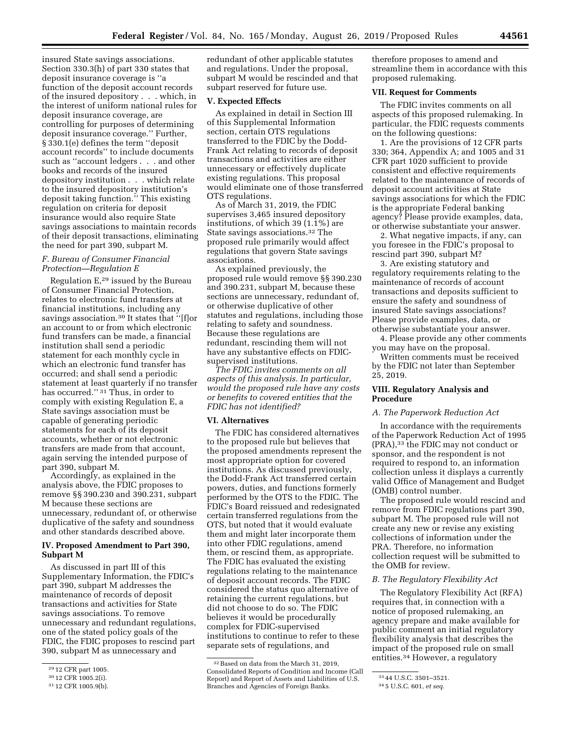insured State savings associations. Section 330.3(h) of part 330 states that deposit insurance coverage is ''a function of the deposit account records of the insured depository . . . which, in the interest of uniform national rules for deposit insurance coverage, are controlling for purposes of determining deposit insurance coverage.'' Further, § 330.1(e) defines the term ''deposit account records'' to include documents such as ''account ledgers . . . and other books and records of the insured depository institution . . . which relate to the insured depository institution's deposit taking function.'' This existing regulation on criteria for deposit insurance would also require State savings associations to maintain records of their deposit transactions, eliminating the need for part 390, subpart M.

### *F. Bureau of Consumer Financial Protection—Regulation E*

Regulation E,[29] issued by the Bureau of Consumer Financial Protection, relates to electronic fund transfers at financial institutions, including any savings association.[30] It states that ''[f]or an account to or from which electronic fund transfers can be made, a financial institution shall send a periodic statement for each monthly cycle in which an electronic fund transfer has occurred; and shall send a periodic statement at least quarterly if no transfer has occurred.'' [31] Thus, in order to comply with existing Regulation E, a State savings association must be capable of generating periodic statements for each of its deposit accounts, whether or not electronic transfers are made from that account, again serving the intended purpose of part 390, subpart M.

Accordingly, as explained in the analysis above, the FDIC proposes to remove §§ 390.230 and 390.231, subpart M because these sections are unnecessary, redundant of, or otherwise duplicative of the safety and soundness and other standards described above.

## IV. Proposed Amendment to Part 390, Subpart M

As discussed in part III of this Supplementary Information, the FDIC's part 390, subpart M addresses the maintenance of records of deposit transactions and activities for State savings associations. To remove unnecessary and redundant regulations, one of the stated policy goals of the FDIC, the FDIC proposes to rescind part 390, subpart M as unnecessary and redundant of other applicable statutes and regulations. Under the proposal, subpart M would be rescinded and that subpart reserved for future use.

## V. Expected Effects

As explained in detail in Section III of this Supplemental Information section, certain OTS regulations transferred to the FDIC by the Dodd-Frank Act relating to records of deposit transactions and activities are either unnecessary or effectively duplicate existing regulations. This proposal would eliminate one of those transferred OTS regulations.

As of March 31, 2019, the FDIC supervises 3,465 insured depository institutions, of which 39 (1.1%) are State savings associations.[32] The proposed rule primarily would affect regulations that govern State savings associations.

As explained previously, the proposed rule would remove §§ 390.230 and 390.231, subpart M, because these sections are unnecessary, redundant of, or otherwise duplicative of other statutes and regulations, including those relating to safety and soundness. Because these regulations are redundant, rescinding them will not have any substantive effects on FDIC-supervised institutions.

*The FDIC invites comments on all aspects of this analysis. In particular, would the proposed rule have any costs or benefits to covered entities that the FDIC has not identified?*

## VI. Alternatives

The FDIC has considered alternatives to the proposed rule but believes that the proposed amendments represent the most appropriate option for covered institutions. As discussed previously, the Dodd-Frank Act transferred certain powers, duties, and functions formerly performed by the OTS to the FDIC. The FDIC's Board reissued and redesignated certain transferred regulations from the OTS, but noted that it would evaluate them and might later incorporate them into other FDIC regulations, amend them, or rescind them, as appropriate. The FDIC has evaluated the existing regulations relating to the maintenance of deposit account records. The FDIC considered the status quo alternative of retaining the current regulations, but did not choose to do so. The FDIC believes it would be procedurally complex for FDIC-supervised institutions to continue to refer to these separate sets of regulations, and therefore proposes to amend and streamline them in accordance with this proposed rulemaking.

## VII. Request for Comments

The FDIC invites comments on all aspects of this proposed rulemaking. In particular, the FDIC requests comments on the following questions:

1. Are the provisions of 12 CFR parts 330; 364, Appendix A; and 1005 and 31 CFR part 1020 sufficient to provide consistent and effective requirements related to the maintenance of records of deposit account activities at State savings associations for which the FDIC is the appropriate Federal banking agency? Please provide examples, data, or otherwise substantiate your answer.

2. What negative impacts, if any, can you foresee in the FDIC's proposal to rescind part 390, subpart M?

3. Are existing statutory and regulatory requirements relating to the maintenance of records of account transactions and deposits sufficient to ensure the safety and soundness of insured State savings associations? Please provide examples, data, or otherwise substantiate your answer.

4. Please provide any other comments you may have on the proposal.

Written comments must be received by the FDIC not later than September 25, 2019.

## VIII. Regulatory Analysis and Procedure

### *A. The Paperwork Reduction Act*

In accordance with the requirements of the Paperwork Reduction Act of 1995 (PRA),[33] the FDIC may not conduct or sponsor, and the respondent is not required to respond to, an information collection unless it displays a currently valid Office of Management and Budget (OMB) control number.

The proposed rule would rescind and remove from FDIC regulations part 390, subpart M. The proposed rule will not create any new or revise any existing collections of information under the PRA. Therefore, no information collection request will be submitted to the OMB for review.

### *B. The Regulatory Flexibility Act*

The Regulatory Flexibility Act (RFA) requires that, in connection with a notice of proposed rulemaking, an agency prepare and make available for public comment an initial regulatory flexibility analysis that describes the impact of the proposed rule on small entities.[34] However, a regulatory

---

[29] 12 CFR part 1005.

[30] 12 CFR 1005.2(i).

[31] 12 CFR 1005.9(b).

[32] Based on data from the March 31, 2019, Consolidated Reports of Condition and Income (Call Report) and Report of Assets and Liabilities of U.S. Branches and Agencies of Foreign Banks.

[33] 44 U.S.C. 3501–3521.

[34] 5 U.S.C. 601, *et seq.*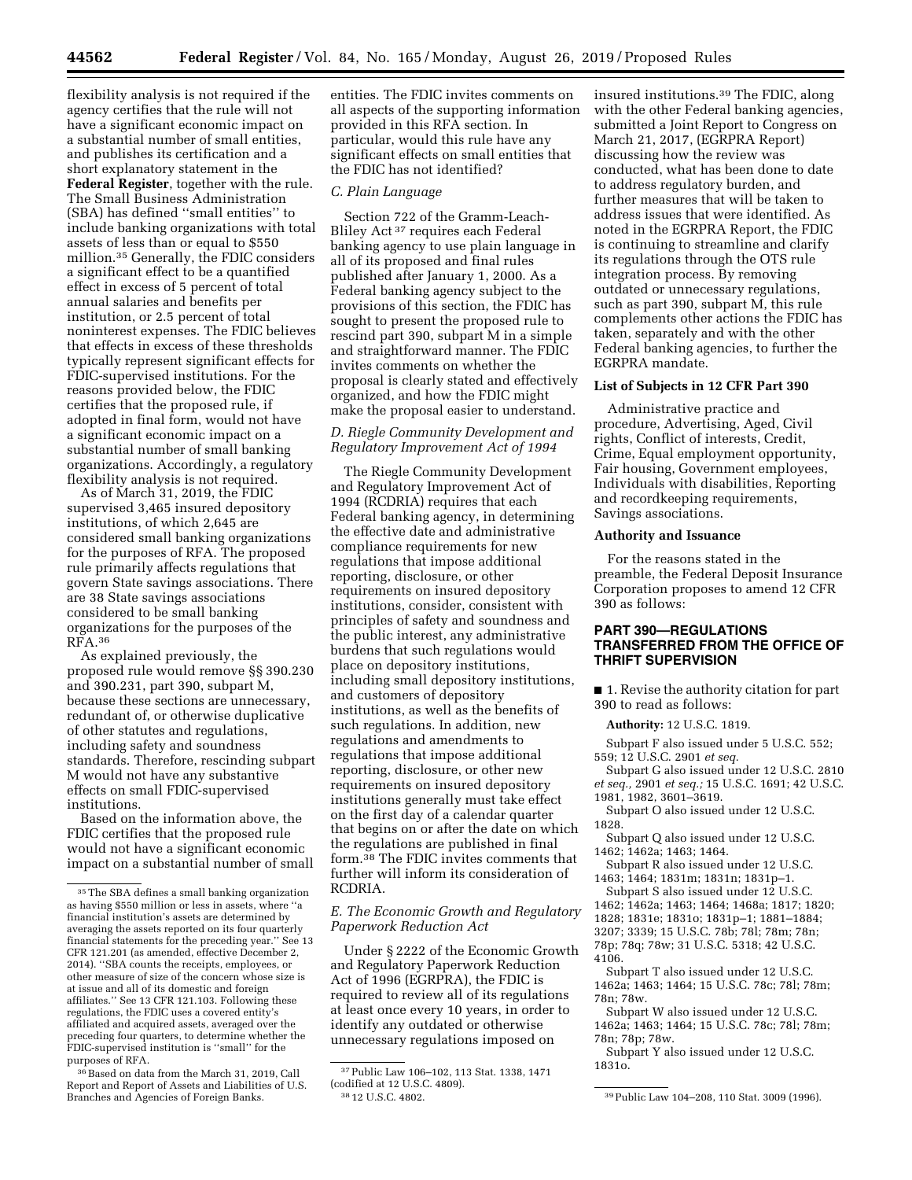flexibility analysis is not required if the agency certifies that the rule will not have a significant economic impact on a substantial number of small entities, and publishes its certification and a short explanatory statement in the **Federal Register**, together with the rule. The Small Business Administration (SBA) has defined ''small entities'' to include banking organizations with total assets of less than or equal to $550 million.[35] Generally, the FDIC considers a significant effect to be a quantified effect in excess of 5 percent of total annual salaries and benefits per institution, or 2.5 percent of total noninterest expenses. The FDIC believes that effects in excess of these thresholds typically represent significant effects for FDIC-supervised institutions. For the reasons provided below, the FDIC certifies that the proposed rule, if adopted in final form, would not have a significant economic impact on a substantial number of small banking organizations. Accordingly, a regulatory flexibility analysis is not required.

As of March 31, 2019, the FDIC supervised 3,465 insured depository institutions, of which 2,645 are considered small banking organizations for the purposes of RFA. The proposed rule primarily affects regulations that govern State savings associations. There are 38 State savings associations considered to be small banking organizations for the purposes of the RFA.[36]

As explained previously, the proposed rule would remove §§ 390.230 and 390.231, part 390, subpart M, because these sections are unnecessary, redundant of, or otherwise duplicative of other statutes and regulations, including safety and soundness standards. Therefore, rescinding subpart M would not have any substantive effects on small FDIC-supervised institutions.

Based on the information above, the FDIC certifies that the proposed rule would not have a significant economic impact on a substantial number of small entities. The FDIC invites comments on all aspects of the supporting information provided in this RFA section. In particular, would this rule have any significant effects on small entities that the FDIC has not identified?

### *C. Plain Language*

Section 722 of the Gramm-Leach-Bliley Act[37] requires each Federal banking agency to use plain language in all of its proposed and final rules published after January 1, 2000. As a Federal banking agency subject to the provisions of this section, the FDIC has sought to present the proposed rule to rescind part 390, subpart M in a simple and straightforward manner. The FDIC invites comments on whether the proposal is clearly stated and effectively organized, and how the FDIC might make the proposal easier to understand.

### *D. Riegle Community Development and Regulatory Improvement Act of 1994*

The Riegle Community Development and Regulatory Improvement Act of 1994 (RCDRIA) requires that each Federal banking agency, in determining the effective date and administrative compliance requirements for new regulations that impose additional reporting, disclosure, or other requirements on insured depository institutions, consider, consistent with principles of safety and soundness and the public interest, any administrative burdens that such regulations would place on depository institutions, including small depository institutions, and customers of depository institutions, as well as the benefits of such regulations. In addition, new regulations and amendments to regulations that impose additional reporting, disclosure, or other new requirements on insured depository institutions generally must take effect on the first day of a calendar quarter that begins on or after the date on which the regulations are published in final form.[38] The FDIC invites comments that further will inform its consideration of RCDRIA.

### *E. The Economic Growth and Regulatory Paperwork Reduction Act*

Under § 2222 of the Economic Growth and Regulatory Paperwork Reduction Act of 1996 (EGRPRA), the FDIC is required to review all of its regulations at least once every 10 years, in order to identify any outdated or otherwise unnecessary regulations imposed on insured institutions.[39] The FDIC, along with the other Federal banking agencies, submitted a Joint Report to Congress on March 21, 2017, (EGRPRA Report) discussing how the review was conducted, what has been done to date to address regulatory burden, and further measures that will be taken to address issues that were identified. As noted in the EGRPRA Report, the FDIC is continuing to streamline and clarify its regulations through the OTS rule integration process. By removing outdated or unnecessary regulations, such as part 390, subpart M, this rule complements other actions the FDIC has taken, separately and with the other Federal banking agencies, to further the EGRPRA mandate.

### List of Subjects in 12 CFR Part 390

Administrative practice and procedure, Advertising, Aged, Civil rights, Conflict of interests, Credit, Crime, Equal employment opportunity, Fair housing, Government employees, Individuals with disabilities, Reporting and recordkeeping requirements, Savings associations.

### Authority and Issuance

For the reasons stated in the preamble, the Federal Deposit Insurance Corporation proposes to amend 12 CFR 390 as follows:

## PART 390—REGULATIONS TRANSFERRED FROM THE OFFICE OF THRIFT SUPERVISION

■ 1. Revise the authority citation for part 390 to read as follows:

**Authority:** 12 U.S.C. 1819.

Subpart F also issued under 5 U.S.C. 552; 559; 12 U.S.C. 2901 *et seq.*

Subpart G also issued under 12 U.S.C. 2810 *et seq.,* 2901 *et seq.;* 15 U.S.C. 1691; 42 U.S.C. 1981, 1982, 3601–3619.

Subpart O also issued under 12 U.S.C. 1828.

Subpart Q also issued under 12 U.S.C. 1462; 1462a; 1463; 1464.

Subpart R also issued under 12 U.S.C. 1463; 1464; 1831m; 1831n; 1831p–1.

Subpart S also issued under 12 U.S.C. 1462; 1462a; 1463; 1464; 1468a; 1817; 1820; 1828; 1831e; 1831o; 1831p–1; 1881–1884; 3207; 3339; 15 U.S.C. 78b; 78l; 78m; 78n; 78p; 78q; 78w; 31 U.S.C. 5318; 42 U.S.C. 4106.

Subpart T also issued under 12 U.S.C. 1462a; 1463; 1464; 15 U.S.C. 78c; 78l; 78m; 78n; 78w.

Subpart W also issued under 12 U.S.C. 1462a; 1463; 1464; 15 U.S.C. 78c; 78l; 78m; 78n; 78p; 78w.

Subpart Y also issued under 12 U.S.C. 1831o.

---

[35] The SBA defines a small banking organization as having $550 million or less in assets, where ''a financial institution's assets are determined by averaging the assets reported on its four quarterly financial statements for the preceding year.'' See 13 CFR 121.201 (as amended, effective December 2, 2014). ''SBA counts the receipts, employees, or other measure of size of the concern whose size is at issue and all of its domestic and foreign affiliates.'' See 13 CFR 121.103. Following these regulations, the FDIC uses a covered entity's affiliated and acquired assets, averaged over the preceding four quarters, to determine whether the FDIC-supervised institution is ''small'' for the purposes of RFA.

[36] Based on data from the March 31, 2019, Call Report and Report of Assets and Liabilities of U.S. Branches and Agencies of Foreign Banks.

[37] Public Law 106–102, 113 Stat. 1338, 1471 (codified at 12 U.S.C. 4809).

[38] 12 U.S.C. 4802.

[39] Public Law 104–208, 110 Stat. 3009 (1996).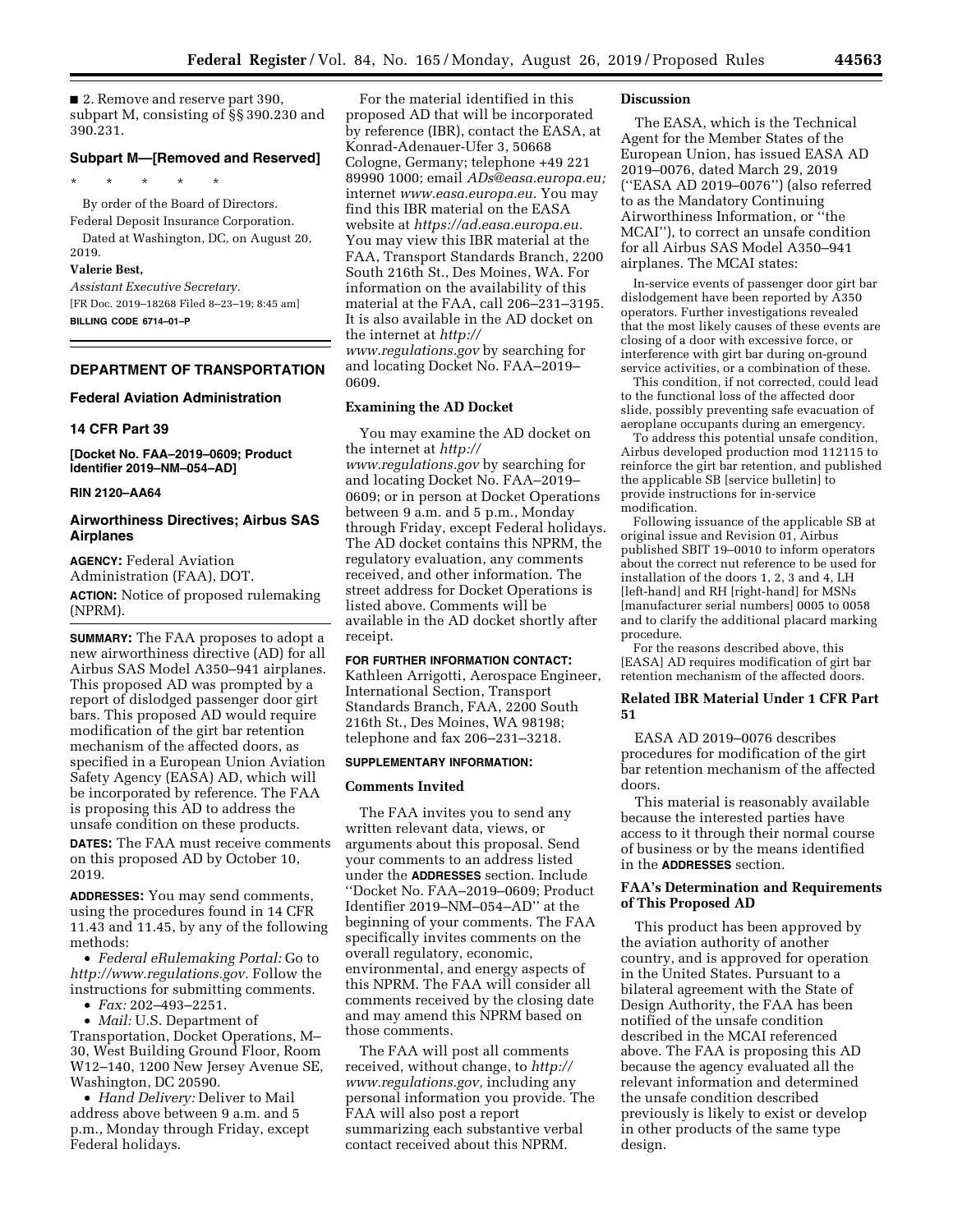■ 2. Remove and reserve part 390, subpart M, consisting of §§ 390.230 and 390.231.

**Subpart M—[Removed and Reserved]**

\* \* \* \* \*

By order of the Board of Directors.

Federal Deposit Insurance Corporation.

Dated at Washington, DC, on August 20, 2019.

**Valerie Best,**

*Assistant Executive Secretary.*

[FR Doc. 2019–18268 Filed 8–23–19; 8:45 am]

**BILLING CODE 6714–01–P**

## DEPARTMENT OF TRANSPORTATION

### Federal Aviation Administration

### 14 CFR Part 39

**[Docket No. FAA–2019–0609; Product Identifier 2019–NM–054–AD]**

**RIN 2120–AA64**

### Airworthiness Directives; Airbus SAS Airplanes

**AGENCY:** Federal Aviation Administration (FAA), DOT.

**ACTION:** Notice of proposed rulemaking (NPRM).

**SUMMARY:** The FAA proposes to adopt a new airworthiness directive (AD) for all Airbus SAS Model A350–941 airplanes. This proposed AD was prompted by a report of dislodged passenger door girt bars. This proposed AD would require modification of the girt bar retention mechanism of the affected doors, as specified in a European Union Aviation Safety Agency (EASA) AD, which will be incorporated by reference. The FAA is proposing this AD to address the unsafe condition on these products.

**DATES:** The FAA must receive comments on this proposed AD by October 10, 2019.

**ADDRESSES:** You may send comments, using the procedures found in 14 CFR 11.43 and 11.45, by any of the following methods:

- *Federal eRulemaking Portal:* Go to *http://www.regulations.gov.* Follow the instructions for submitting comments.
- *Fax:* 202–493–2251.
- *Mail:* U.S. Department of Transportation, Docket Operations, M–30, West Building Ground Floor, Room W12–140, 1200 New Jersey Avenue SE, Washington, DC 20590.
- *Hand Delivery:* Deliver to Mail address above between 9 a.m. and 5 p.m., Monday through Friday, except Federal holidays.

For the material identified in this proposed AD that will be incorporated by reference (IBR), contact the EASA, at Konrad-Adenauer-Ufer 3, 50668 Cologne, Germany; telephone +49 221 89990 1000; email *ADs@easa.europa.eu;* internet *www.easa.europa.eu.* You may find this IBR material on the EASA website at *https://ad.easa.europa.eu.* You may view this IBR material at the FAA, Transport Standards Branch, 2200 South 216th St., Des Moines, WA. For information on the availability of this material at the FAA, call 206–231–3195. It is also available in the AD docket on the internet at *http://www.regulations.gov* by searching for and locating Docket No. FAA–2019–0609.

#### Examining the AD Docket

You may examine the AD docket on the internet at *http://www.regulations.gov* by searching for and locating Docket No. FAA–2019–0609; or in person at Docket Operations between 9 a.m. and 5 p.m., Monday through Friday, except Federal holidays. The AD docket contains this NPRM, the regulatory evaluation, any comments received, and other information. The street address for Docket Operations is listed above. Comments will be available in the AD docket shortly after receipt.

**FOR FURTHER INFORMATION CONTACT:** Kathleen Arrigotti, Aerospace Engineer, International Section, Transport Standards Branch, FAA, 2200 South 216th St., Des Moines, WA 98198; telephone and fax 206–231–3218.

**SUPPLEMENTARY INFORMATION:**

#### Comments Invited

The FAA invites you to send any written relevant data, views, or arguments about this proposal. Send your comments to an address listed under the **ADDRESSES** section. Include "Docket No. FAA–2019–0609; Product Identifier 2019–NM–054–AD" at the beginning of your comments. The FAA specifically invites comments on the overall regulatory, economic, environmental, and energy aspects of this NPRM. The FAA will consider all comments received by the closing date and may amend this NPRM based on those comments.

The FAA will post all comments received, without change, to *http://www.regulations.gov,* including any personal information you provide. The FAA will also post a report summarizing each substantive verbal contact received about this NPRM.

#### Discussion

The EASA, which is the Technical Agent for the Member States of the European Union, has issued EASA AD 2019–0076, dated March 29, 2019 ("EASA AD 2019–0076") (also referred to as the Mandatory Continuing Airworthiness Information, or "the MCAI"), to correct an unsafe condition for all Airbus SAS Model A350–941 airplanes. The MCAI states:

> In-service events of passenger door girt bar dislodgement have been reported by A350 operators. Further investigations revealed that the most likely causes of these events are closing of a door with excessive force, or interference with girt bar during on-ground service activities, or a combination of these.
>
> This condition, if not corrected, could lead to the functional loss of the affected door slide, possibly preventing safe evacuation of aeroplane occupants during an emergency.
>
> To address this potential unsafe condition, Airbus developed production mod 112115 to reinforce the girt bar retention, and published the applicable SB [service bulletin] to provide instructions for in-service modification.
>
> Following issuance of the applicable SB at original issue and Revision 01, Airbus published SBIT 19–0010 to inform operators about the correct nut reference to be used for installation of the doors 1, 2, 3 and 4, LH [left-hand] and RH [right-hand] for MSNs [manufacturer serial numbers] 0005 to 0058 and to clarify the additional placard marking procedure.
>
> For the reasons described above, this [EASA] AD requires modification of girt bar retention mechanism of the affected doors.

#### Related IBR Material Under 1 CFR Part 51

EASA AD 2019–0076 describes procedures for modification of the girt bar retention mechanism of the affected doors.

This material is reasonably available because the interested parties have access to it through their normal course of business or by the means identified in the **ADDRESSES** section.

#### FAA's Determination and Requirements of This Proposed AD

This product has been approved by the aviation authority of another country, and is approved for operation in the United States. Pursuant to a bilateral agreement with the State of Design Authority, the FAA has been notified of the unsafe condition described in the MCAI referenced above. The FAA is proposing this AD because the agency evaluated all the relevant information and determined the unsafe condition described previously is likely to exist or develop in other products of the same type design.